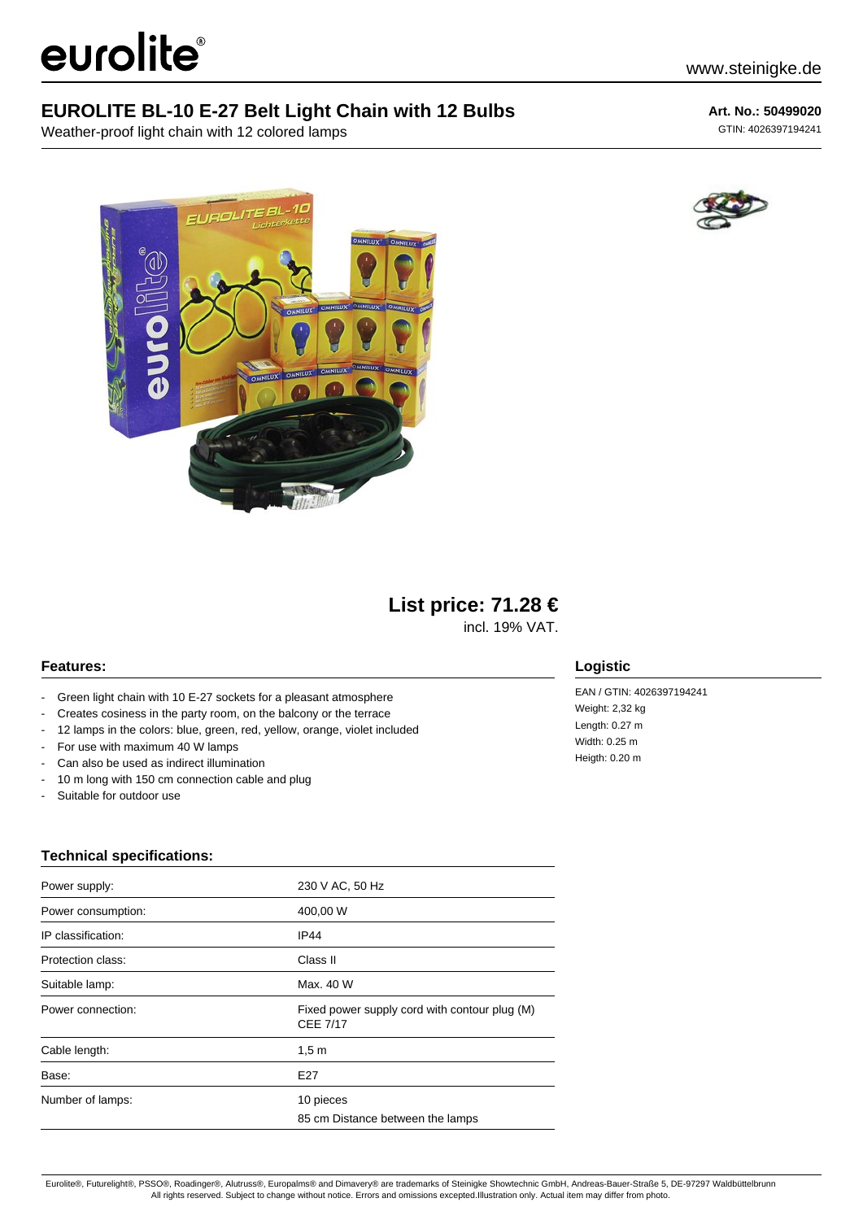eurolite®

www.steinigke.de

# EUROLITE BL-10 E-27 Belt Light Chain with 12 Bulbs

Weather-proof light chain with 12 colored lamps

**Art. No.: 50499020**
GTIN: 4026397194241

## List price: 71.28 €

incl. 19% VAT.

### Features:

- Green light chain with 10 E-27 sockets for a pleasant atmosphere
- Creates cosiness in the party room, on the balcony or the terrace
- 12 lamps in the colors: blue, green, red, yellow, orange, violet included
- For use with maximum 40 W lamps
- Can also be used as indirect illumination
- 10 m long with 150 cm connection cable and plug
- Suitable for outdoor use

### Logistic

EAN / GTIN: 4026397194241
Weight: 2,32 kg
Length: 0.27 m
Width: 0.25 m
Heigth: 0.20 m

### Technical specifications:

| | |
|---|---|
| Power supply: | 230 V AC, 50 Hz |
| Power consumption: | 400,00 W |
| IP classification: | IP44 |
| Protection class: | Class II |
| Suitable lamp: | Max. 40 W |
| Power connection: | Fixed power supply cord with contour plug (M) CEE 7/17 |
| Cable length: | 1,5 m |
| Base: | E27 |
| Number of lamps: | 10 pieces<br>85 cm Distance between the lamps |

Eurolite®, Futurelight®, PSSO®, Roadinger®, Alutruss®, Europalms® and Dimavery® are trademarks of Steinigke Showtechnic GmbH, Andreas-Bauer-Straße 5, DE-97297 Waldbüttelbrunn
All rights reserved. Subject to change without notice. Errors and omissions excepted.Illustration only. Actual item may differ from photo.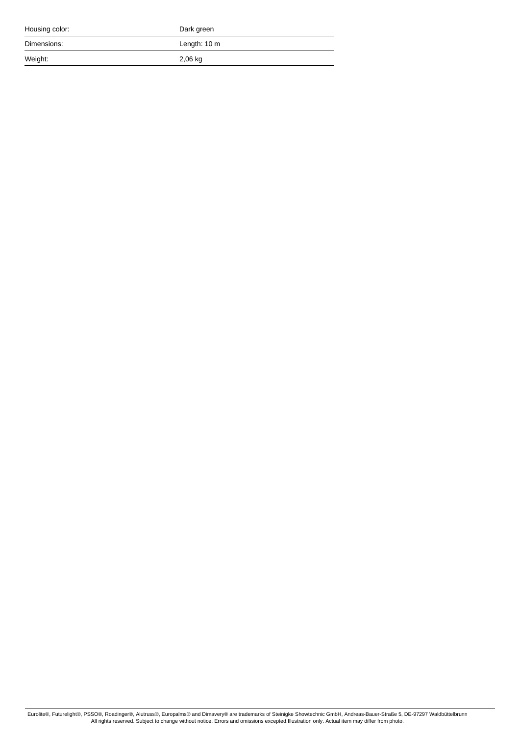| | |
|---|---|
| Housing color: | Dark green |
| Dimensions: | Length: 10 m |
| Weight: | 2,06 kg |